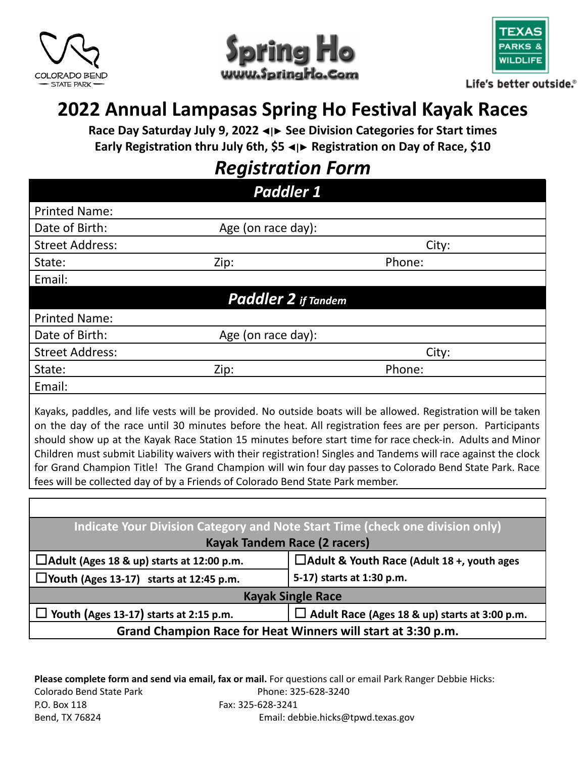COLORADO BEND STATE PARK

Spring Ho
www.SpringHo.Com

TEXAS PARKS & WILDLIFE
Life's better outside.®

# 2022 Annual Lampasas Spring Ho Festival Kayak Races

**Race Day Saturday July 9, 2022 ◄|► See Division Categories for Start times**

**Early Registration thru July 6th, $5 ◄|► Registration on Day of Race, $10**

## *Registration Form*

| ***Paddler 1*** | | |
|---|---|---|
| Printed Name: | | |
| Date of Birth: | Age (on race day): | |
| Street Address: | | City: |
| State: | Zip: | Phone: |
| Email: | | |
| ***Paddler 2** if Tandem* | | |
| Printed Name: | | |
| Date of Birth: | Age (on race day): | |
| Street Address: | | City: |
| State: | Zip: | Phone: |
| Email: | | |

Kayaks, paddles, and life vests will be provided. No outside boats will be allowed. Registration will be taken on the day of the race until 30 minutes before the heat. All registration fees are per person. Participants should show up at the Kayak Race Station 15 minutes before start time for race check-in. Adults and Minor Children must submit Liability waivers with their registration! Singles and Tandems will race against the clock for Grand Champion Title! The Grand Champion will win four day passes to Colorado Bend State Park. Race fees will be collected day of by a Friends of Colorado Bend State Park member.

| **Indicate Your Division Category and Note Start Time (check one division only)** | |
|---|---|
| **Kayak Tandem Race (2 racers)** | |
| ☐**Adult (Ages 18 & up) starts at 12:00 p.m.** | ☐**Adult & Youth Race (Adult 18 +, youth ages 5-17) starts at 1:30 p.m.** |
| ☐**Youth (Ages 13-17) starts at 12:45 p.m.** | |
| **Kayak Single Race** | |
| ☐ **Youth (Ages 13-17) starts at 2:15 p.m.** | ☐ **Adult Race (Ages 18 & up) starts at 3:00 p.m.** |
| **Grand Champion Race for Heat Winners will start at 3:30 p.m.** | |

**Please complete form and send via email, fax or mail.** For questions call or email Park Ranger Debbie Hicks:

Colorado Bend State Park
P.O. Box 118
Bend, TX 76824

Phone: 325-628-3240
Fax: 325-628-3241
Email: debbie.hicks@tpwd.texas.gov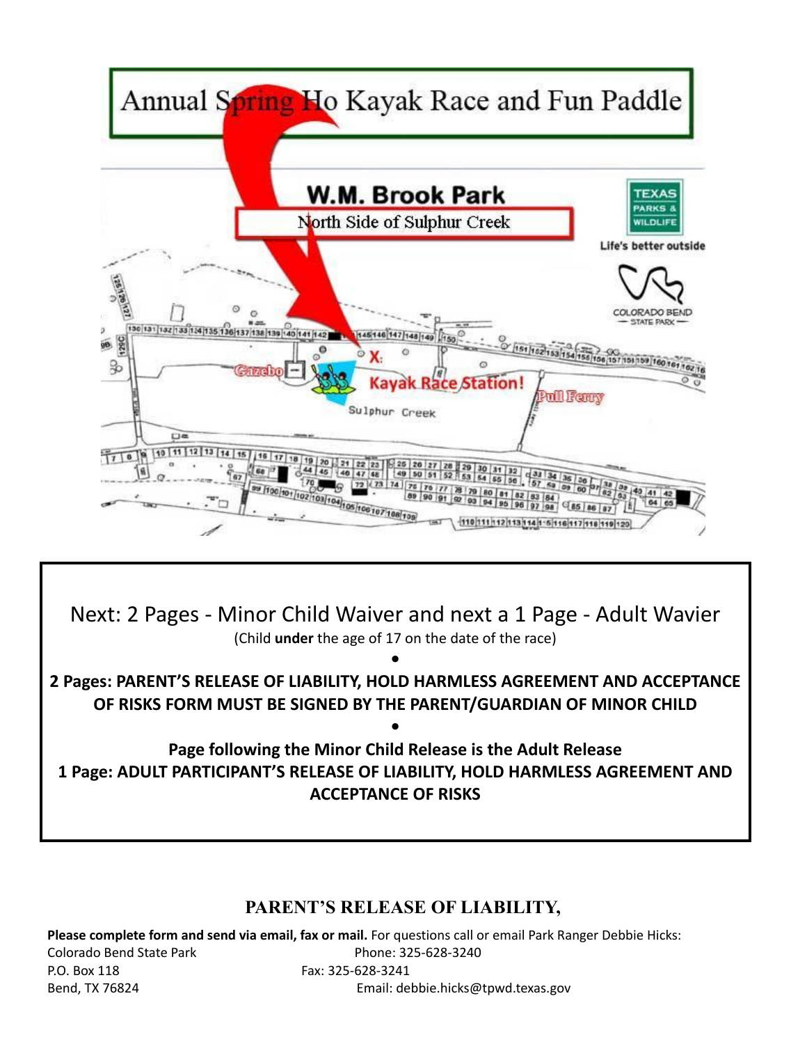# Annual Spring Ho Kayak Race and Fun Paddle

## W.M. Brook Park

North Side of Sulphur Creek

TEXAS PARKS & WILDLIFE

Life's better outside

COLORADO BEND STATE PARK

X: Kayak Race Station!

Gazebo

Pull Ferry

Sulphur Creek

Next: 2 Pages - Minor Child Waiver and next a 1 Page - Adult Wavier

(Child **under** the age of 17 on the date of the race)

•

**2 Pages: PARENT'S RELEASE OF LIABILITY, HOLD HARMLESS AGREEMENT AND ACCEPTANCE OF RISKS FORM MUST BE SIGNED BY THE PARENT/GUARDIAN OF MINOR CHILD**

•

**Page following the Minor Child Release is the Adult Release**

**1 Page: ADULT PARTICIPANT'S RELEASE OF LIABILITY, HOLD HARMLESS AGREEMENT AND ACCEPTANCE OF RISKS**

## PARENT'S RELEASE OF LIABILITY,

**Please complete form and send via email, fax or mail.** For questions call or email Park Ranger Debbie Hicks:

Colorado Bend State Park
P.O. Box 118
Bend, TX 76824

Phone: 325-628-3240
Fax: 325-628-3241
Email: debbie.hicks@tpwd.texas.gov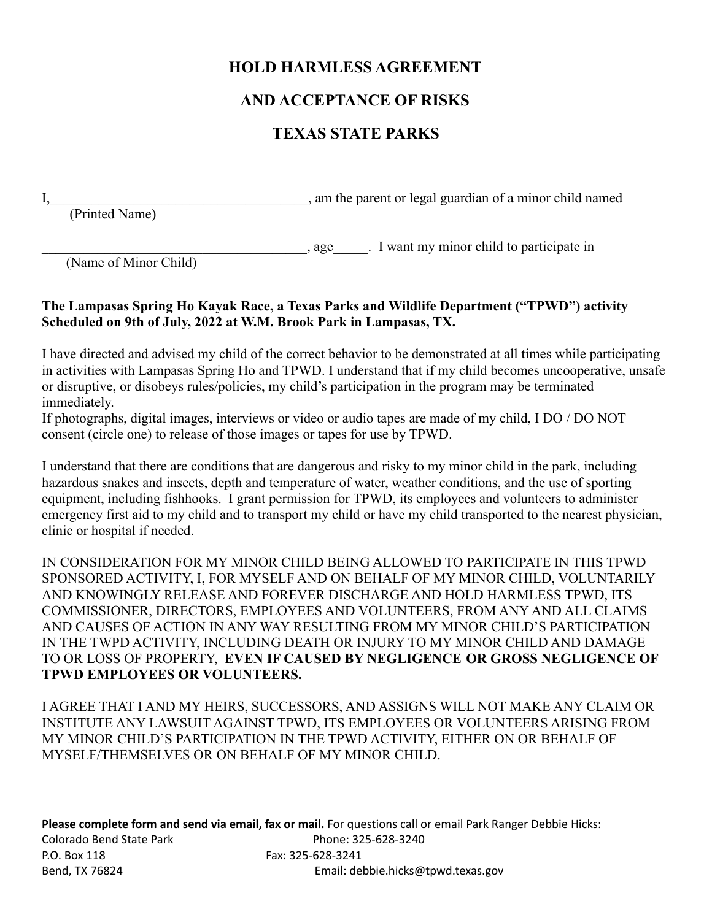# HOLD HARMLESS AGREEMENT

# AND ACCEPTANCE OF RISKS

# TEXAS STATE PARKS

I,______________________________________, am the parent or legal guardian of a minor child named
(Printed Name)

______________________________________, age_____. I want my minor child to participate in
(Name of Minor Child)

**The Lampasas Spring Ho Kayak Race, a Texas Parks and Wildlife Department ("TPWD") activity Scheduled on 9th of July, 2022 at W.M. Brook Park in Lampasas, TX.**

I have directed and advised my child of the correct behavior to be demonstrated at all times while participating in activities with Lampasas Spring Ho and TPWD. I understand that if my child becomes uncooperative, unsafe or disruptive, or disobeys rules/policies, my child's participation in the program may be terminated immediately.
If photographs, digital images, interviews or video or audio tapes are made of my child, I DO / DO NOT consent (circle one) to release of those images or tapes for use by TPWD.

I understand that there are conditions that are dangerous and risky to my minor child in the park, including hazardous snakes and insects, depth and temperature of water, weather conditions, and the use of sporting equipment, including fishhooks. I grant permission for TPWD, its employees and volunteers to administer emergency first aid to my child and to transport my child or have my child transported to the nearest physician, clinic or hospital if needed.

IN CONSIDERATION FOR MY MINOR CHILD BEING ALLOWED TO PARTICIPATE IN THIS TPWD SPONSORED ACTIVITY, I, FOR MYSELF AND ON BEHALF OF MY MINOR CHILD, VOLUNTARILY AND KNOWINGLY RELEASE AND FOREVER DISCHARGE AND HOLD HARMLESS TPWD, ITS COMMISSIONER, DIRECTORS, EMPLOYEES AND VOLUNTEERS, FROM ANY AND ALL CLAIMS AND CAUSES OF ACTION IN ANY WAY RESULTING FROM MY MINOR CHILD'S PARTICIPATION IN THE TWPD ACTIVITY, INCLUDING DEATH OR INJURY TO MY MINOR CHILD AND DAMAGE TO OR LOSS OF PROPERTY, **EVEN IF CAUSED BY NEGLIGENCE OR GROSS NEGLIGENCE OF TPWD EMPLOYEES OR VOLUNTEERS.**

I AGREE THAT I AND MY HEIRS, SUCCESSORS, AND ASSIGNS WILL NOT MAKE ANY CLAIM OR INSTITUTE ANY LAWSUIT AGAINST TPWD, ITS EMPLOYEES OR VOLUNTEERS ARISING FROM MY MINOR CHILD'S PARTICIPATION IN THE TPWD ACTIVITY, EITHER ON OR BEHALF OF MYSELF/THEMSELVES OR ON BEHALF OF MY MINOR CHILD.

**Please complete form and send via email, fax or mail.** For questions call or email Park Ranger Debbie Hicks:

Colorado Bend State Park
P.O. Box 118
Bend, TX 76824

Phone: 325-628-3240
Fax: 325-628-3241
Email: debbie.hicks@tpwd.texas.gov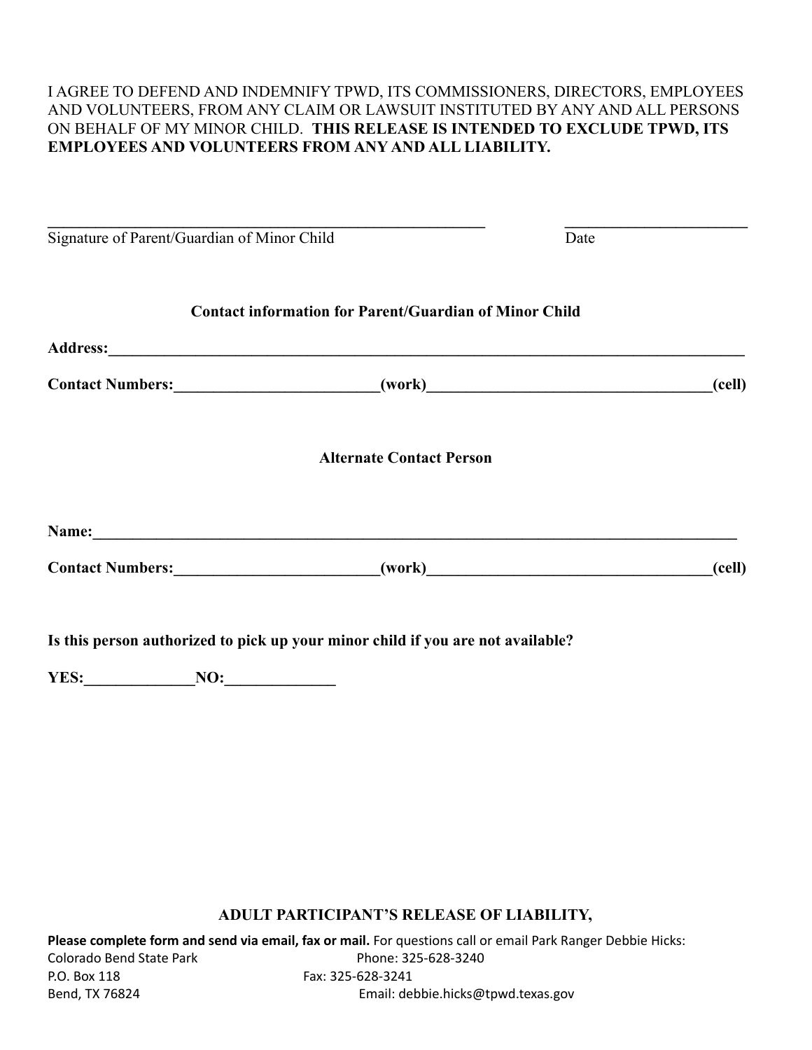I AGREE TO DEFEND AND INDEMNIFY TPWD, ITS COMMISSIONERS, DIRECTORS, EMPLOYEES AND VOLUNTEERS, FROM ANY CLAIM OR LAWSUIT INSTITUTED BY ANY AND ALL PERSONS ON BEHALF OF MY MINOR CHILD. **THIS RELEASE IS INTENDED TO EXCLUDE TPWD, ITS EMPLOYEES AND VOLUNTEERS FROM ANY AND ALL LIABILITY.**

______________________________________________________________ ________________________

Signature of Parent/Guardian of Minor Child Date

**Contact information for Parent/Guardian of Minor Child**

**Address:**_____________________________________________________________________________________

**Contact Numbers:**__________________________**(work)**_____________________________________**(cell)**

**Alternate Contact Person**

**Name:**_______________________________________________________________________________________

**Contact Numbers:**__________________________**(work)**_____________________________________**(cell)**

**Is this person authorized to pick up your minor child if you are not available?**

**YES:**______________**NO:**______________

**ADULT PARTICIPANT'S RELEASE OF LIABILITY,**

**Please complete form and send via email, fax or mail.** For questions call or email Park Ranger Debbie Hicks:

Colorado Bend State Park
P.O. Box 118
Bend, TX 76824

Phone: 325-628-3240
Fax: 325-628-3241
Email: debbie.hicks@tpwd.texas.gov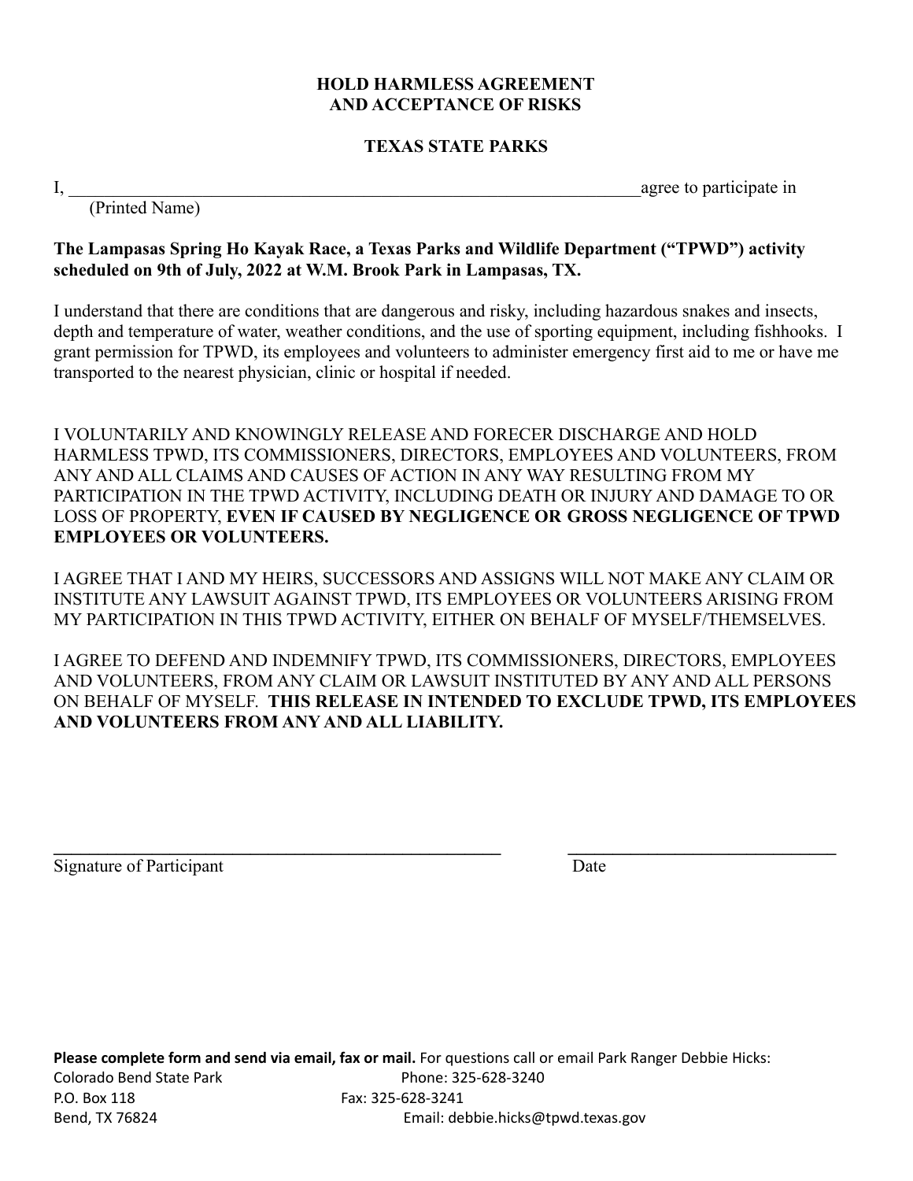# HOLD HARMLESS AGREEMENT AND ACCEPTANCE OF RISKS

## TEXAS STATE PARKS

I, ________________________________________________________________agree to participate in
(Printed Name)

**The Lampasas Spring Ho Kayak Race, a Texas Parks and Wildlife Department ("TPWD") activity scheduled on 9th of July, 2022 at W.M. Brook Park in Lampasas, TX.**

I understand that there are conditions that are dangerous and risky, including hazardous snakes and insects, depth and temperature of water, weather conditions, and the use of sporting equipment, including fishhooks. I grant permission for TPWD, its employees and volunteers to administer emergency first aid to me or have me transported to the nearest physician, clinic or hospital if needed.

I VOLUNTARILY AND KNOWINGLY RELEASE AND FORECER DISCHARGE AND HOLD HARMLESS TPWD, ITS COMMISSIONERS, DIRECTORS, EMPLOYEES AND VOLUNTEERS, FROM ANY AND ALL CLAIMS AND CAUSES OF ACTION IN ANY WAY RESULTING FROM MY PARTICIPATION IN THE TPWD ACTIVITY, INCLUDING DEATH OR INJURY AND DAMAGE TO OR LOSS OF PROPERTY, **EVEN IF CAUSED BY NEGLIGENCE OR GROSS NEGLIGENCE OF TPWD EMPLOYEES OR VOLUNTEERS.**

I AGREE THAT I AND MY HEIRS, SUCCESSORS AND ASSIGNS WILL NOT MAKE ANY CLAIM OR INSTITUTE ANY LAWSUIT AGAINST TPWD, ITS EMPLOYEES OR VOLUNTEERS ARISING FROM MY PARTICIPATION IN THIS TPWD ACTIVITY, EITHER ON BEHALF OF MYSELF/THEMSELVES.

I AGREE TO DEFEND AND INDEMNIFY TPWD, ITS COMMISSIONERS, DIRECTORS, EMPLOYEES AND VOLUNTEERS, FROM ANY CLAIM OR LAWSUIT INSTITUTED BY ANY AND ALL PERSONS ON BEHALF OF MYSELF. **THIS RELEASE IN INTENDED TO EXCLUDE TPWD, ITS EMPLOYEES AND VOLUNTEERS FROM ANY AND ALL LIABILITY.**

______________________________________________________ ________________________________

Signature of Participant Date

**Please complete form and send via email, fax or mail.** For questions call or email Park Ranger Debbie Hicks:

Colorado Bend State Park
P.O. Box 118
Bend, TX 76824

Phone: 325-628-3240
Fax: 325-628-3241
Email: debbie.hicks@tpwd.texas.gov